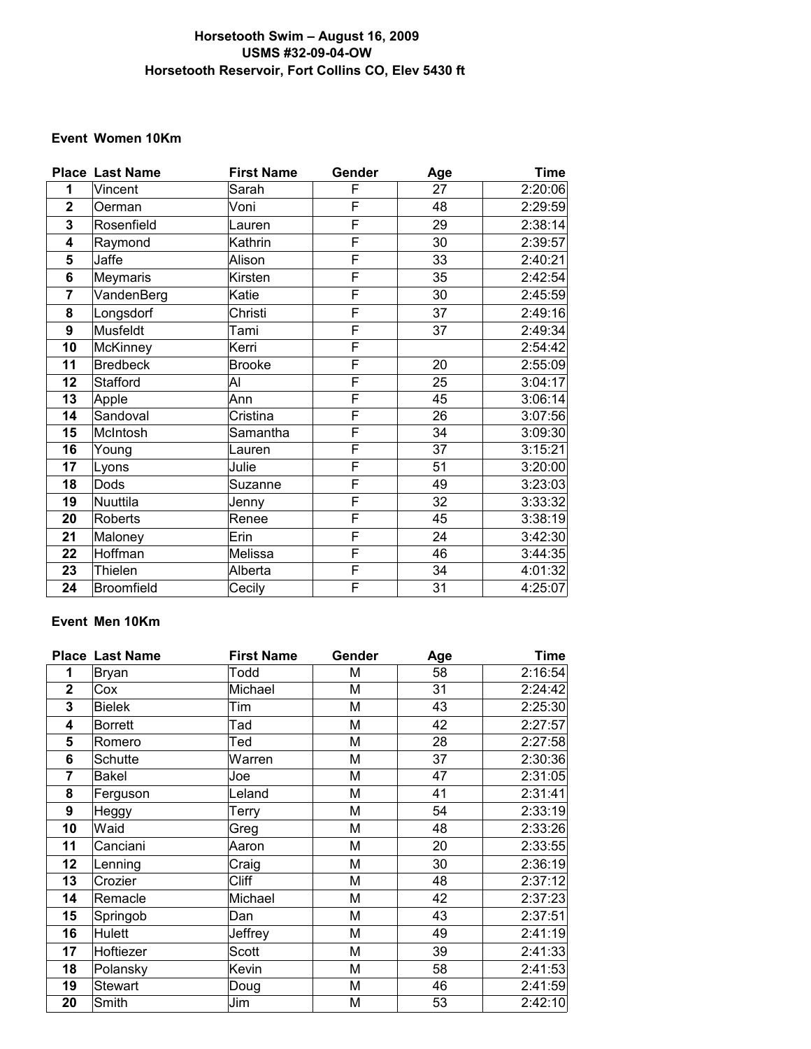# Horsetooth Swim – August 16, 2009

**USMS #32-09-04-OW**

**Horsetooth Reservoir, Fort Collins CO, Elev 5430 ft**

## Event Women 10Km

| Place | Last Name | First Name | Gender | Age | Time |
|---|---|---|---|---|---|
| 1 | Vincent | Sarah | F | 27 | 2:20:06 |
| 2 | Oerman | Voni | F | 48 | 2:29:59 |
| 3 | Rosenfield | Lauren | F | 29 | 2:38:14 |
| 4 | Raymond | Kathrin | F | 30 | 2:39:57 |
| 5 | Jaffe | Alison | F | 33 | 2:40:21 |
| 6 | Meymaris | Kirsten | F | 35 | 2:42:54 |
| 7 | VandenBerg | Katie | F | 30 | 2:45:59 |
| 8 | Longsdorf | Christi | F | 37 | 2:49:16 |
| 9 | Musfeldt | Tami | F | 37 | 2:49:34 |
| 10 | McKinney | Kerri | F | | 2:54:42 |
| 11 | Bredbeck | Brooke | F | 20 | 2:55:09 |
| 12 | Stafford | Al | F | 25 | 3:04:17 |
| 13 | Apple | Ann | F | 45 | 3:06:14 |
| 14 | Sandoval | Cristina | F | 26 | 3:07:56 |
| 15 | McIntosh | Samantha | F | 34 | 3:09:30 |
| 16 | Young | Lauren | F | 37 | 3:15:21 |
| 17 | Lyons | Julie | F | 51 | 3:20:00 |
| 18 | Dods | Suzanne | F | 49 | 3:23:03 |
| 19 | Nuuttila | Jenny | F | 32 | 3:33:32 |
| 20 | Roberts | Renee | F | 45 | 3:38:19 |
| 21 | Maloney | Erin | F | 24 | 3:42:30 |
| 22 | Hoffman | Melissa | F | 46 | 3:44:35 |
| 23 | Thielen | Alberta | F | 34 | 4:01:32 |
| 24 | Broomfield | Cecily | F | 31 | 4:25:07 |

## Event Men 10Km

| Place | Last Name | First Name | Gender | Age | Time |
|---|---|---|---|---|---|
| 1 | Bryan | Todd | M | 58 | 2:16:54 |
| 2 | Cox | Michael | M | 31 | 2:24:42 |
| 3 | Bielek | Tim | M | 43 | 2:25:30 |
| 4 | Borrett | Tad | M | 42 | 2:27:57 |
| 5 | Romero | Ted | M | 28 | 2:27:58 |
| 6 | Schutte | Warren | M | 37 | 2:30:36 |
| 7 | Bakel | Joe | M | 47 | 2:31:05 |
| 8 | Ferguson | Leland | M | 41 | 2:31:41 |
| 9 | Heggy | Terry | M | 54 | 2:33:19 |
| 10 | Waid | Greg | M | 48 | 2:33:26 |
| 11 | Canciani | Aaron | M | 20 | 2:33:55 |
| 12 | Lenning | Craig | M | 30 | 2:36:19 |
| 13 | Crozier | Cliff | M | 48 | 2:37:12 |
| 14 | Remacle | Michael | M | 42 | 2:37:23 |
| 15 | Springob | Dan | M | 43 | 2:37:51 |
| 16 | Hulett | Jeffrey | M | 49 | 2:41:19 |
| 17 | Hoftiezer | Scott | M | 39 | 2:41:33 |
| 18 | Polansky | Kevin | M | 58 | 2:41:53 |
| 19 | Stewart | Doug | M | 46 | 2:41:59 |
| 20 | Smith | Jim | M | 53 | 2:42:10 |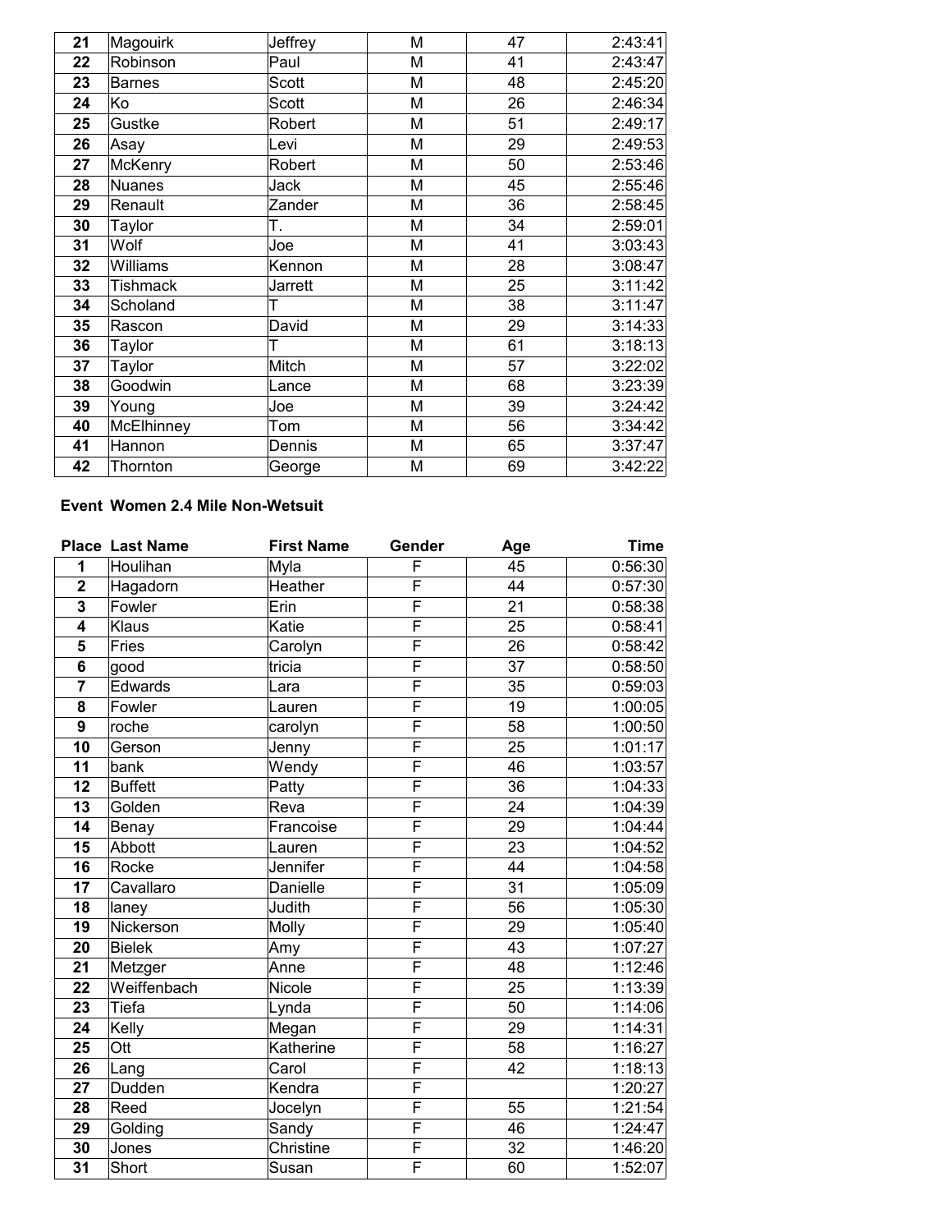| | | | | | |
|---|---|---|---|---|---|
| 21 | Magouirk | Jeffrey | M | 47 | 2:43:41 |
| 22 | Robinson | Paul | M | 41 | 2:43:47 |
| 23 | Barnes | Scott | M | 48 | 2:45:20 |
| 24 | Ko | Scott | M | 26 | 2:46:34 |
| 25 | Gustke | Robert | M | 51 | 2:49:17 |
| 26 | Asay | Levi | M | 29 | 2:49:53 |
| 27 | McKenry | Robert | M | 50 | 2:53:46 |
| 28 | Nuanes | Jack | M | 45 | 2:55:46 |
| 29 | Renault | Zander | M | 36 | 2:58:45 |
| 30 | Taylor | T. | M | 34 | 2:59:01 |
| 31 | Wolf | Joe | M | 41 | 3:03:43 |
| 32 | Williams | Kennon | M | 28 | 3:08:47 |
| 33 | Tishmack | Jarrett | M | 25 | 3:11:42 |
| 34 | Scholand | T | M | 38 | 3:11:47 |
| 35 | Rascon | David | M | 29 | 3:14:33 |
| 36 | Taylor | T | M | 61 | 3:18:13 |
| 37 | Taylor | Mitch | M | 57 | 3:22:02 |
| 38 | Goodwin | Lance | M | 68 | 3:23:39 |
| 39 | Young | Joe | M | 39 | 3:24:42 |
| 40 | McElhinney | Tom | M | 56 | 3:34:42 |
| 41 | Hannon | Dennis | M | 65 | 3:37:47 |
| 42 | Thornton | George | M | 69 | 3:42:22 |

**Event Women 2.4 Mile Non-Wetsuit**

| Place | Last Name | First Name | Gender | Age | Time |
|---|---|---|---|---|---|
| 1 | Houlihan | Myla | F | 45 | 0:56:30 |
| 2 | Hagadorn | Heather | F | 44 | 0:57:30 |
| 3 | Fowler | Erin | F | 21 | 0:58:38 |
| 4 | Klaus | Katie | F | 25 | 0:58:41 |
| 5 | Fries | Carolyn | F | 26 | 0:58:42 |
| 6 | good | tricia | F | 37 | 0:58:50 |
| 7 | Edwards | Lara | F | 35 | 0:59:03 |
| 8 | Fowler | Lauren | F | 19 | 1:00:05 |
| 9 | roche | carolyn | F | 58 | 1:00:50 |
| 10 | Gerson | Jenny | F | 25 | 1:01:17 |
| 11 | bank | Wendy | F | 46 | 1:03:57 |
| 12 | Buffett | Patty | F | 36 | 1:04:33 |
| 13 | Golden | Reva | F | 24 | 1:04:39 |
| 14 | Benay | Francoise | F | 29 | 1:04:44 |
| 15 | Abbott | Lauren | F | 23 | 1:04:52 |
| 16 | Rocke | Jennifer | F | 44 | 1:04:58 |
| 17 | Cavallaro | Danielle | F | 31 | 1:05:09 |
| 18 | laney | Judith | F | 56 | 1:05:30 |
| 19 | Nickerson | Molly | F | 29 | 1:05:40 |
| 20 | Bielek | Amy | F | 43 | 1:07:27 |
| 21 | Metzger | Anne | F | 48 | 1:12:46 |
| 22 | Weiffenbach | Nicole | F | 25 | 1:13:39 |
| 23 | Tiefa | Lynda | F | 50 | 1:14:06 |
| 24 | Kelly | Megan | F | 29 | 1:14:31 |
| 25 | Ott | Katherine | F | 58 | 1:16:27 |
| 26 | Lang | Carol | F | 42 | 1:18:13 |
| 27 | Dudden | Kendra | F | | 1:20:27 |
| 28 | Reed | Jocelyn | F | 55 | 1:21:54 |
| 29 | Golding | Sandy | F | 46 | 1:24:47 |
| 30 | Jones | Christine | F | 32 | 1:46:20 |
| 31 | Short | Susan | F | 60 | 1:52:07 |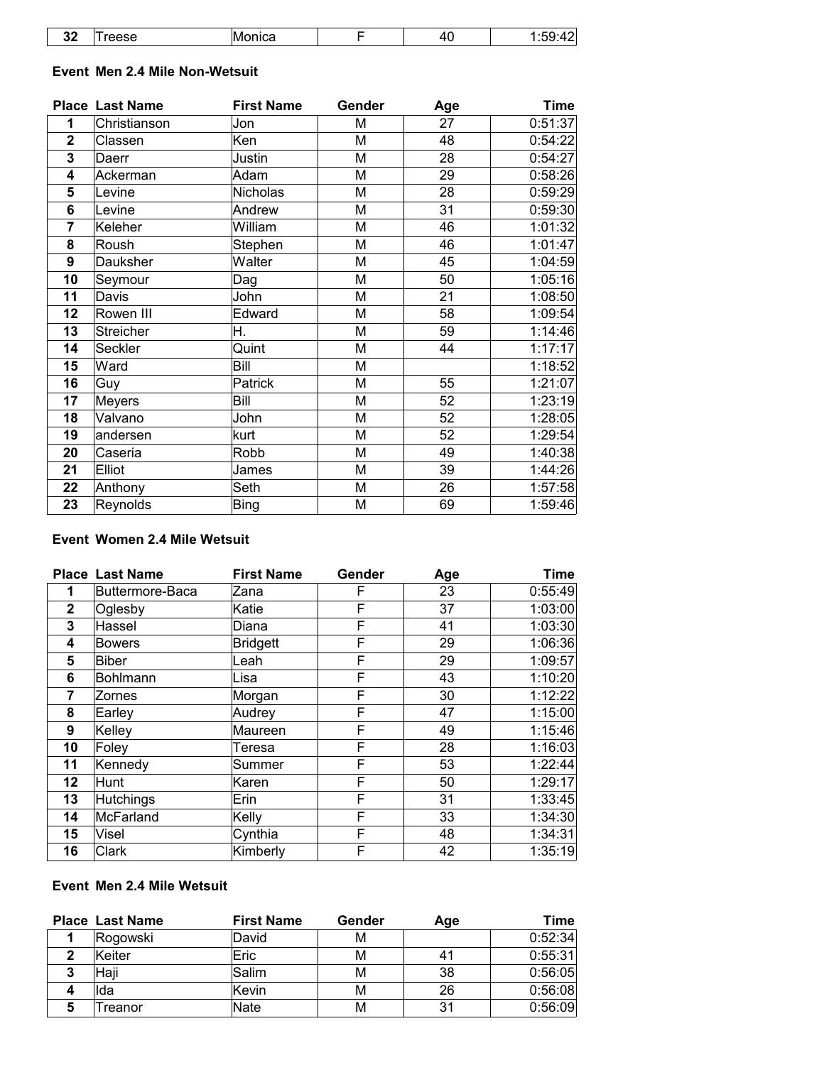| 32 | Treese | Monica | F | 40 | 1:59:42 |
|---|---|---|---|---|---|

**Event Men 2.4 Mile Non-Wetsuit**

| Place | Last Name | First Name | Gender | Age | Time |
|---|---|---|---|---|---|
| 1 | Christianson | Jon | M | 27 | 0:51:37 |
| 2 | Classen | Ken | M | 48 | 0:54:22 |
| 3 | Daerr | Justin | M | 28 | 0:54:27 |
| 4 | Ackerman | Adam | M | 29 | 0:58:26 |
| 5 | Levine | Nicholas | M | 28 | 0:59:29 |
| 6 | Levine | Andrew | M | 31 | 0:59:30 |
| 7 | Keleher | William | M | 46 | 1:01:32 |
| 8 | Roush | Stephen | M | 46 | 1:01:47 |
| 9 | Dauksher | Walter | M | 45 | 1:04:59 |
| 10 | Seymour | Dag | M | 50 | 1:05:16 |
| 11 | Davis | John | M | 21 | 1:08:50 |
| 12 | Rowen III | Edward | M | 58 | 1:09:54 |
| 13 | Streicher | H. | M | 59 | 1:14:46 |
| 14 | Seckler | Quint | M | 44 | 1:17:17 |
| 15 | Ward | Bill | M | | 1:18:52 |
| 16 | Guy | Patrick | M | 55 | 1:21:07 |
| 17 | Meyers | Bill | M | 52 | 1:23:19 |
| 18 | Valvano | John | M | 52 | 1:28:05 |
| 19 | andersen | kurt | M | 52 | 1:29:54 |
| 20 | Caseria | Robb | M | 49 | 1:40:38 |
| 21 | Elliot | James | M | 39 | 1:44:26 |
| 22 | Anthony | Seth | M | 26 | 1:57:58 |
| 23 | Reynolds | Bing | M | 69 | 1:59:46 |

**Event Women 2.4 Mile Wetsuit**

| Place | Last Name | First Name | Gender | Age | Time |
|---|---|---|---|---|---|
| 1 | Buttermore-Baca | Zana | F | 23 | 0:55:49 |
| 2 | Oglesby | Katie | F | 37 | 1:03:00 |
| 3 | Hassel | Diana | F | 41 | 1:03:30 |
| 4 | Bowers | Bridgett | F | 29 | 1:06:36 |
| 5 | Biber | Leah | F | 29 | 1:09:57 |
| 6 | Bohlmann | Lisa | F | 43 | 1:10:20 |
| 7 | Zornes | Morgan | F | 30 | 1:12:22 |
| 8 | Earley | Audrey | F | 47 | 1:15:00 |
| 9 | Kelley | Maureen | F | 49 | 1:15:46 |
| 10 | Foley | Teresa | F | 28 | 1:16:03 |
| 11 | Kennedy | Summer | F | 53 | 1:22:44 |
| 12 | Hunt | Karen | F | 50 | 1:29:17 |
| 13 | Hutchings | Erin | F | 31 | 1:33:45 |
| 14 | McFarland | Kelly | F | 33 | 1:34:30 |
| 15 | Visel | Cynthia | F | 48 | 1:34:31 |
| 16 | Clark | Kimberly | F | 42 | 1:35:19 |

**Event Men 2.4 Mile Wetsuit**

| Place | Last Name | First Name | Gender | Age | Time |
|---|---|---|---|---|---|
| 1 | Rogowski | David | M | | 0:52:34 |
| 2 | Keiter | Eric | M | 41 | 0:55:31 |
| 3 | Haji | Salim | M | 38 | 0:56:05 |
| 4 | Ida | Kevin | M | 26 | 0:56:08 |
| 5 | Treanor | Nate | M | 31 | 0:56:09 |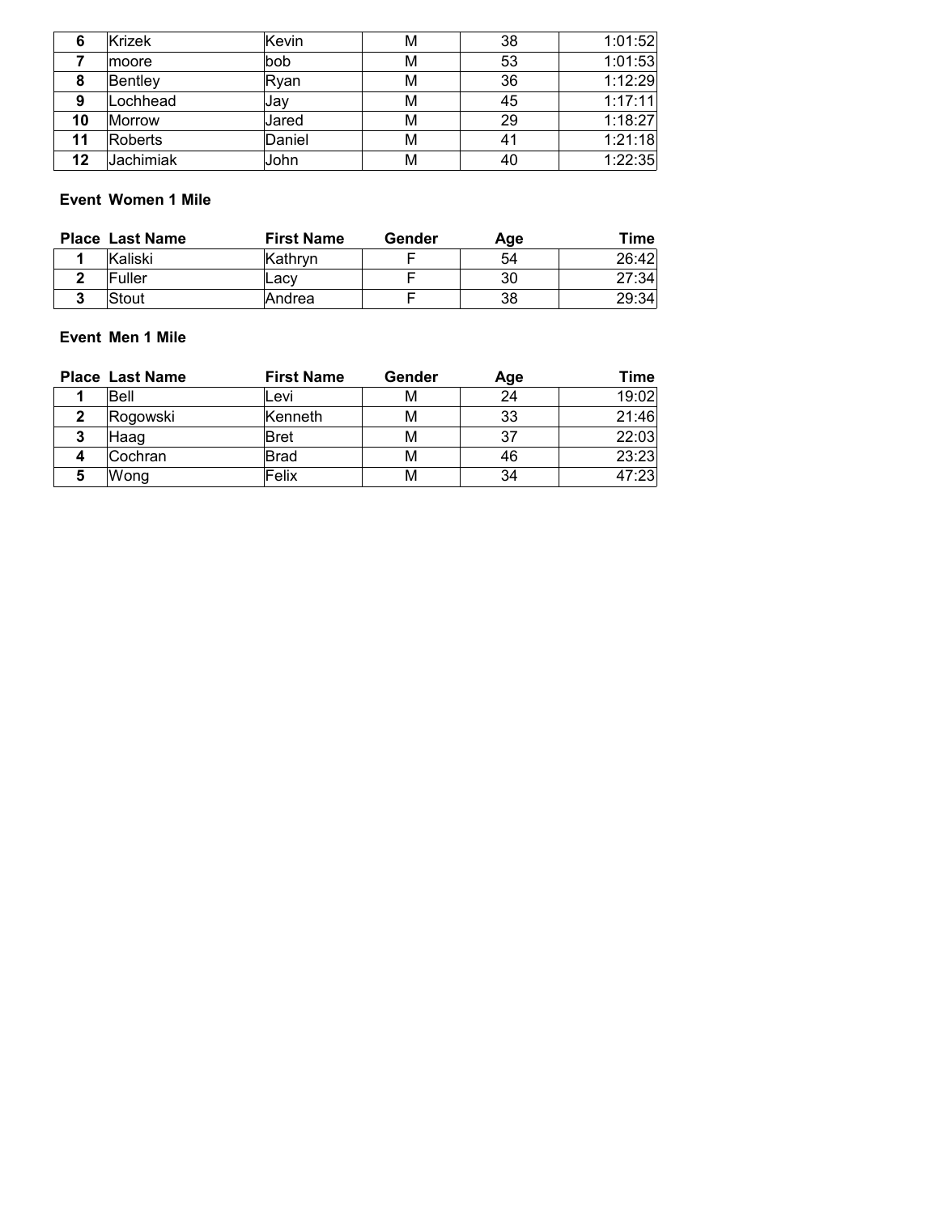| | | | | | |
|---|---|---|---|---|---|
| **6** | Krizek | Kevin | M | 38 | 1:01:52 |
| **7** | moore | bob | M | 53 | 1:01:53 |
| **8** | Bentley | Ryan | M | 36 | 1:12:29 |
| **9** | Lochhead | Jay | M | 45 | 1:17:11 |
| **10** | Morrow | Jared | M | 29 | 1:18:27 |
| **11** | Roberts | Daniel | M | 41 | 1:21:18 |
| **12** | Jachimiak | John | M | 40 | 1:22:35 |

**Event Women 1 Mile**

| Place | Last Name | First Name | Gender | Age | Time |
|---|---|---|---|---|---|
| **1** | Kaliski | Kathryn | F | 54 | 26:42 |
| **2** | Fuller | Lacy | F | 30 | 27:34 |
| **3** | Stout | Andrea | F | 38 | 29:34 |

**Event Men 1 Mile**

| Place | Last Name | First Name | Gender | Age | Time |
|---|---|---|---|---|---|
| **1** | Bell | Levi | M | 24 | 19:02 |
| **2** | Rogowski | Kenneth | M | 33 | 21:46 |
| **3** | Haag | Bret | M | 37 | 22:03 |
| **4** | Cochran | Brad | M | 46 | 23:23 |
| **5** | Wong | Felix | M | 34 | 47:23 |